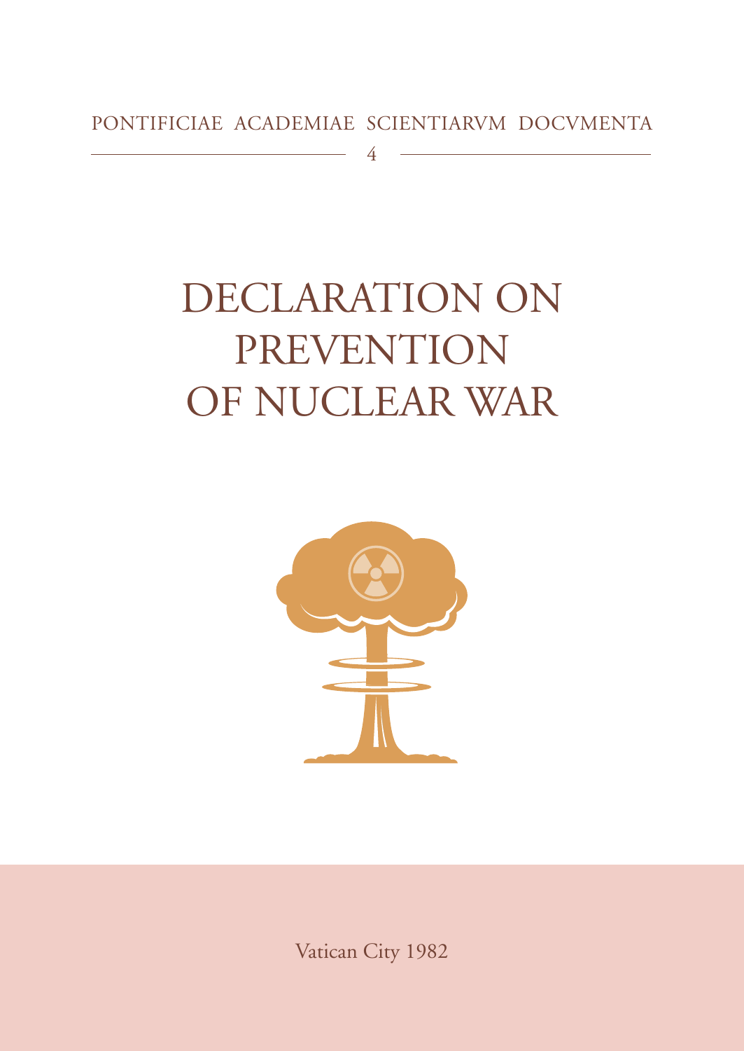PONTIFICIAE ACADEMIAE SCIENTIARVM DOCVMENTA

4

# DECLARATION ON PREVENTION OF NUCLEAR WAR

Vatican City 1982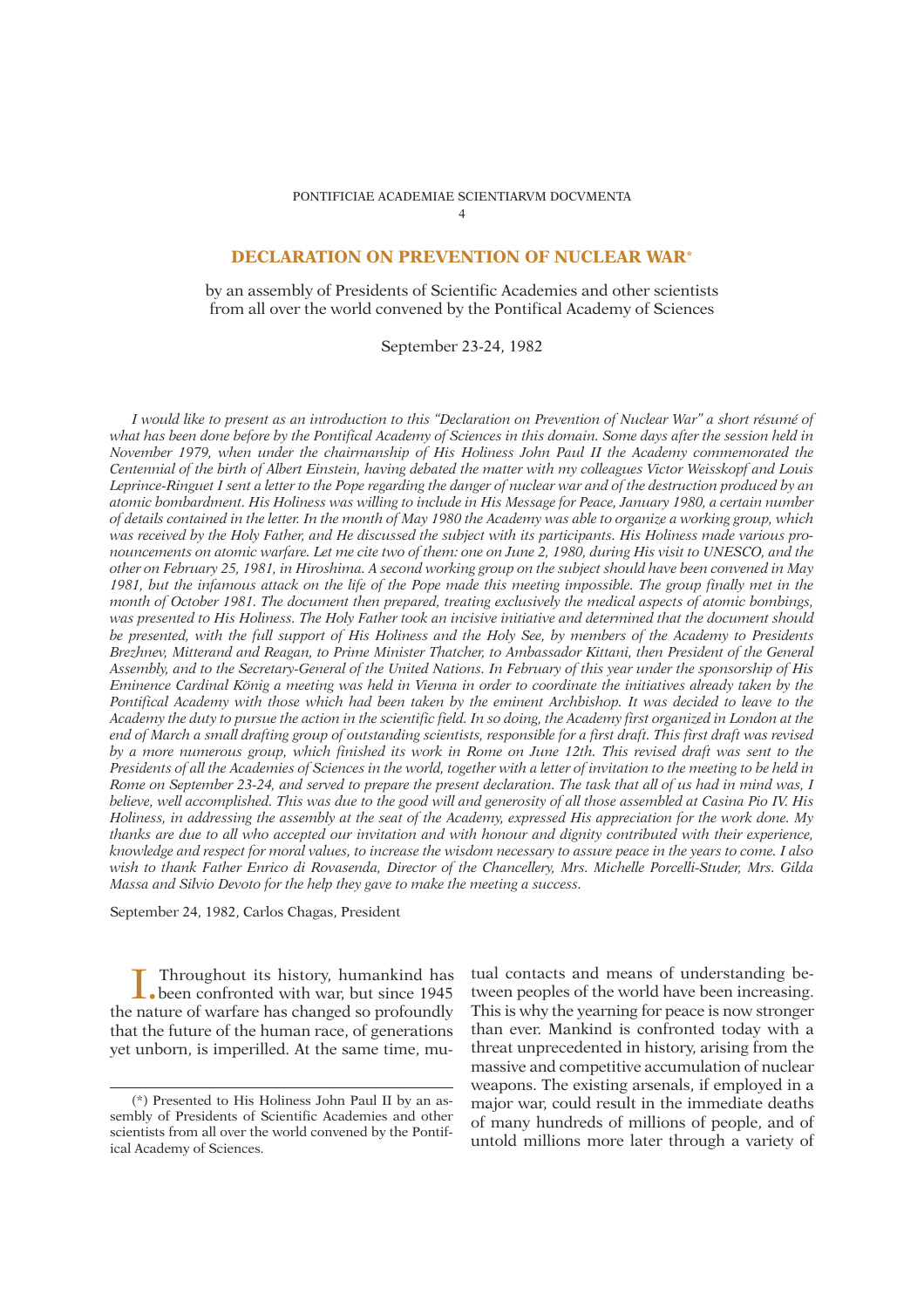PONTIFICIAE ACADEMIAE SCIENTIARVM DOCVMENTA

4

# DECLARATION ON PREVENTION OF NUCLEAR WAR*

by an assembly of Presidents of Scientific Academies and other scientists from all over the world convened by the Pontifical Academy of Sciences

September 23-24, 1982

*I would like to present as an introduction to this "Declaration on Prevention of Nuclear War" a short résumé of what has been done before by the Pontifical Academy of Sciences in this domain. Some days after the session held in November 1979, when under the chairmanship of His Holiness John Paul II the Academy commemorated the Centennial of the birth of Albert Einstein, having debated the matter with my colleagues Victor Weisskopf and Louis Leprince-Ringuet I sent a letter to the Pope regarding the danger of nuclear war and of the destruction produced by an atomic bombardment. His Holiness was willing to include in His Message for Peace, January 1980, a certain number of details contained in the letter. In the month of May 1980 the Academy was able to organize a working group, which was received by the Holy Father, and He discussed the subject with its participants. His Holiness made various pronouncements on atomic warfare. Let me cite two of them: one on June 2, 1980, during His visit to UNESCO, and the other on February 25, 1981, in Hiroshima. A second working group on the subject should have been convened in May 1981, but the infamous attack on the life of the Pope made this meeting impossible. The group finally met in the month of October 1981. The document then prepared, treating exclusively the medical aspects of atomic bombings, was presented to His Holiness. The Holy Father took an incisive initiative and determined that the document should be presented, with the full support of His Holiness and the Holy See, by members of the Academy to Presidents Brezhnev, Mitterand and Reagan, to Prime Minister Thatcher, to Ambassador Kittani, then President of the General Assembly, and to the Secretary-General of the United Nations. In February of this year under the sponsorship of His Eminence Cardinal König a meeting was held in Vienna in order to coordinate the initiatives already taken by the Pontifical Academy with those which had been taken by the eminent Archbishop. It was decided to leave to the Academy the duty to pursue the action in the scientific field. In so doing, the Academy first organized in London at the end of March a small drafting group of outstanding scientists, responsible for a first draft. This first draft was revised by a more numerous group, which finished its work in Rome on June 12th. This revised draft was sent to the Presidents of all the Academies of Sciences in the world, together with a letter of invitation to the meeting to be held in Rome on September 23-24, and served to prepare the present declaration. The task that all of us had in mind was, I believe, well accomplished. This was due to the good will and generosity of all those assembled at Casina Pio IV. His Holiness, in addressing the assembly at the seat of the Academy, expressed His appreciation for the work done. My thanks are due to all who accepted our invitation and with honour and dignity contributed with their experience, knowledge and respect for moral values, to increase the wisdom necessary to assure peace in the years to come. I also wish to thank Father Enrico di Rovasenda, Director of the Chancellery, Mrs. Michelle Porcelli-Studer, Mrs. Gilda Massa and Silvio Devoto for the help they gave to make the meeting a success.*

September 24, 1982, Carlos Chagas, President

I. Throughout its history, humankind has been confronted with war, but since 1945 the nature of warfare has changed so profoundly that the future of the human race, of generations yet unborn, is imperilled. At the same time, mutual contacts and means of understanding between peoples of the world have been increasing. This is why the yearning for peace is now stronger than ever. Mankind is confronted today with a threat unprecedented in history, arising from the massive and competitive accumulation of nuclear weapons. The existing arsenals, if employed in a major war, could result in the immediate deaths of many hundreds of millions of people, and of untold millions more later through a variety of

(*) Presented to His Holiness John Paul II by an assembly of Presidents of Scientific Academies and other scientists from all over the world convened by the Pontifical Academy of Sciences.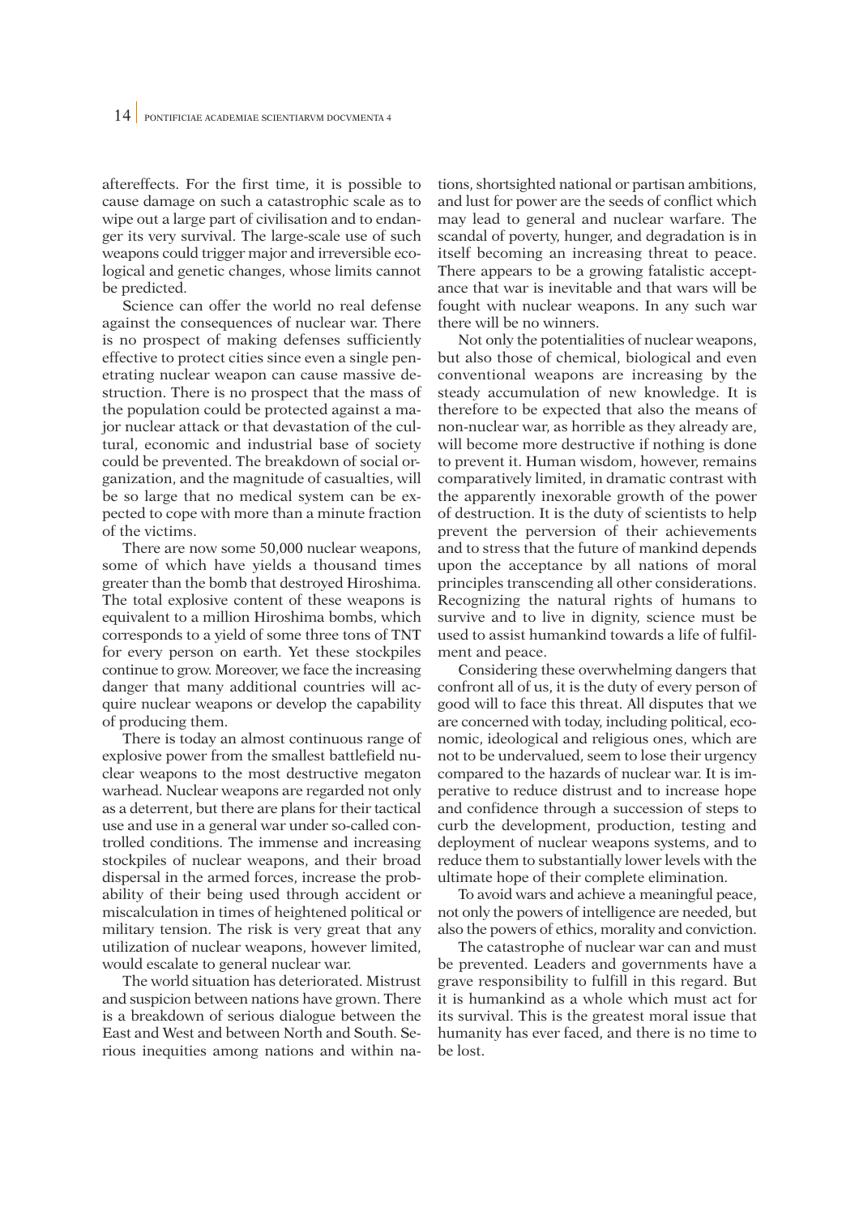aftereffects. For the first time, it is possible to cause damage on such a catastrophic scale as to wipe out a large part of civilisation and to endanger its very survival. The large-scale use of such weapons could trigger major and irreversible ecological and genetic changes, whose limits cannot be predicted.

Science can offer the world no real defense against the consequences of nuclear war. There is no prospect of making defenses sufficiently effective to protect cities since even a single penetrating nuclear weapon can cause massive destruction. There is no prospect that the mass of the population could be protected against a major nuclear attack or that devastation of the cultural, economic and industrial base of society could be prevented. The breakdown of social organization, and the magnitude of casualties, will be so large that no medical system can be expected to cope with more than a minute fraction of the victims.

There are now some 50,000 nuclear weapons, some of which have yields a thousand times greater than the bomb that destroyed Hiroshima. The total explosive content of these weapons is equivalent to a million Hiroshima bombs, which corresponds to a yield of some three tons of TNT for every person on earth. Yet these stockpiles continue to grow. Moreover, we face the increasing danger that many additional countries will acquire nuclear weapons or develop the capability of producing them.

There is today an almost continuous range of explosive power from the smallest battlefield nuclear weapons to the most destructive megaton warhead. Nuclear weapons are regarded not only as a deterrent, but there are plans for their tactical use and use in a general war under so-called controlled conditions. The immense and increasing stockpiles of nuclear weapons, and their broad dispersal in the armed forces, increase the probability of their being used through accident or miscalculation in times of heightened political or military tension. The risk is very great that any utilization of nuclear weapons, however limited, would escalate to general nuclear war.

The world situation has deteriorated. Mistrust and suspicion between nations have grown. There is a breakdown of serious dialogue between the East and West and between North and South. Serious inequities among nations and within nations, shortsighted national or partisan ambitions, and lust for power are the seeds of conflict which may lead to general and nuclear warfare. The scandal of poverty, hunger, and degradation is in itself becoming an increasing threat to peace. There appears to be a growing fatalistic acceptance that war is inevitable and that wars will be fought with nuclear weapons. In any such war there will be no winners.

Not only the potentialities of nuclear weapons, but also those of chemical, biological and even conventional weapons are increasing by the steady accumulation of new knowledge. It is therefore to be expected that also the means of non-nuclear war, as horrible as they already are, will become more destructive if nothing is done to prevent it. Human wisdom, however, remains comparatively limited, in dramatic contrast with the apparently inexorable growth of the power of destruction. It is the duty of scientists to help prevent the perversion of their achievements and to stress that the future of mankind depends upon the acceptance by all nations of moral principles transcending all other considerations. Recognizing the natural rights of humans to survive and to live in dignity, science must be used to assist humankind towards a life of fulfilment and peace.

Considering these overwhelming dangers that confront all of us, it is the duty of every person of good will to face this threat. All disputes that we are concerned with today, including political, economic, ideological and religious ones, which are not to be undervalued, seem to lose their urgency compared to the hazards of nuclear war. It is imperative to reduce distrust and to increase hope and confidence through a succession of steps to curb the development, production, testing and deployment of nuclear weapons systems, and to reduce them to substantially lower levels with the ultimate hope of their complete elimination.

To avoid wars and achieve a meaningful peace, not only the powers of intelligence are needed, but also the powers of ethics, morality and conviction.

The catastrophe of nuclear war can and must be prevented. Leaders and governments have a grave responsibility to fulfill in this regard. But it is humankind as a whole which must act for its survival. This is the greatest moral issue that humanity has ever faced, and there is no time to be lost.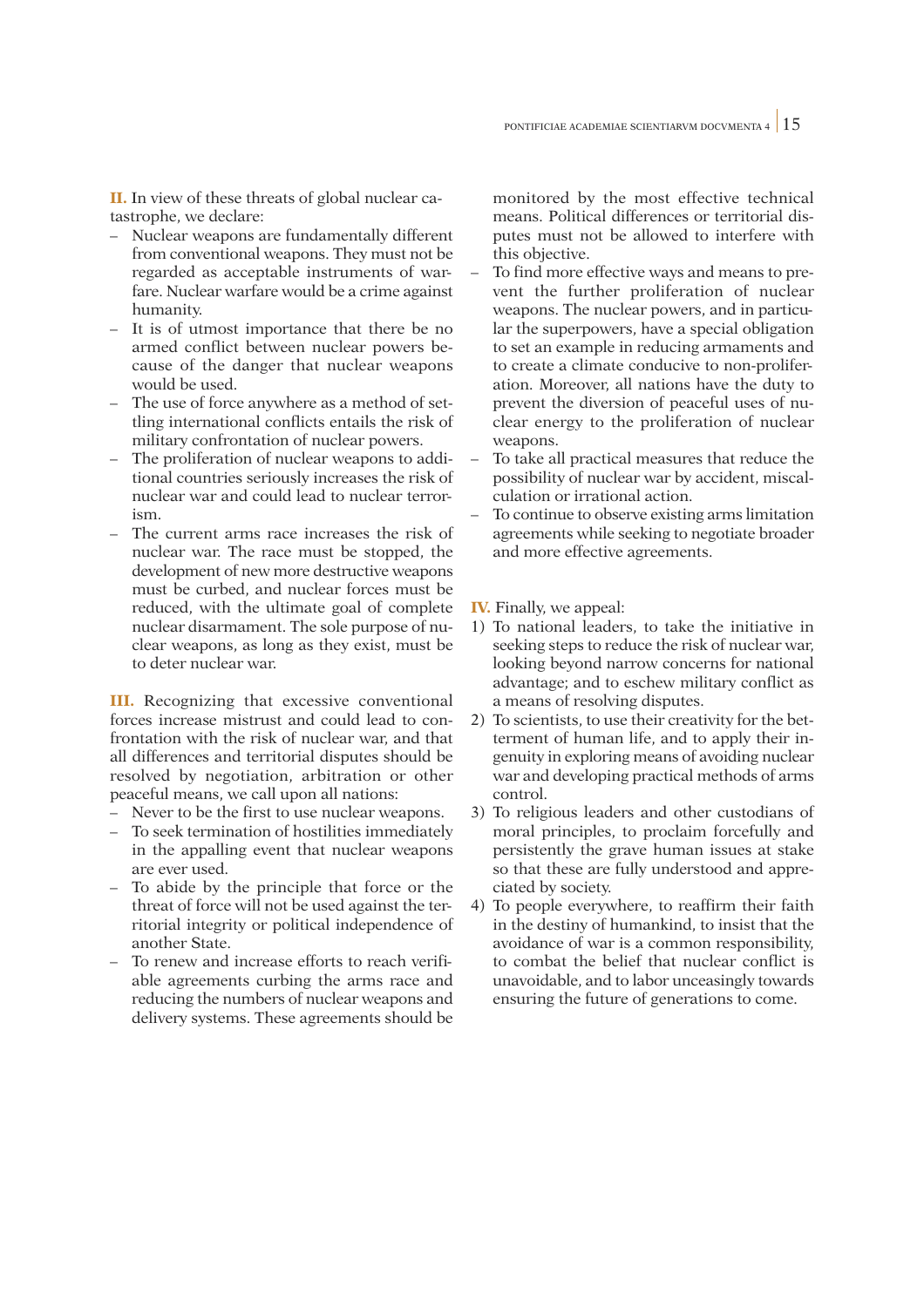**II.** In view of these threats of global nuclear catastrophe, we declare:

- Nuclear weapons are fundamentally different from conventional weapons. They must not be regarded as acceptable instruments of warfare. Nuclear warfare would be a crime against humanity.
- It is of utmost importance that there be no armed conflict between nuclear powers because of the danger that nuclear weapons would be used.
- The use of force anywhere as a method of settling international conflicts entails the risk of military confrontation of nuclear powers.
- The proliferation of nuclear weapons to additional countries seriously increases the risk of nuclear war and could lead to nuclear terrorism.
- The current arms race increases the risk of nuclear war. The race must be stopped, the development of new more destructive weapons must be curbed, and nuclear forces must be reduced, with the ultimate goal of complete nuclear disarmament. The sole purpose of nuclear weapons, as long as they exist, must be to deter nuclear war.

**III.** Recognizing that excessive conventional forces increase mistrust and could lead to confrontation with the risk of nuclear war, and that all differences and territorial disputes should be resolved by negotiation, arbitration or other peaceful means, we call upon all nations:

- Never to be the first to use nuclear weapons.
- To seek termination of hostilities immediately in the appalling event that nuclear weapons are ever used.
- To abide by the principle that force or the threat of force will not be used against the territorial integrity or political independence of another State.
- To renew and increase efforts to reach verifiable agreements curbing the arms race and reducing the numbers of nuclear weapons and delivery systems. These agreements should be monitored by the most effective technical means. Political differences or territorial disputes must not be allowed to interfere with this objective.
- To find more effective ways and means to prevent the further proliferation of nuclear weapons. The nuclear powers, and in particular the superpowers, have a special obligation to set an example in reducing armaments and to create a climate conducive to non-proliferation. Moreover, all nations have the duty to prevent the diversion of peaceful uses of nuclear energy to the proliferation of nuclear weapons.
- To take all practical measures that reduce the possibility of nuclear war by accident, miscalculation or irrational action.
- To continue to observe existing arms limitation agreements while seeking to negotiate broader and more effective agreements.

**IV.** Finally, we appeal:

1) To national leaders, to take the initiative in seeking steps to reduce the risk of nuclear war, looking beyond narrow concerns for national advantage; and to eschew military conflict as a means of resolving disputes.
2) To scientists, to use their creativity for the betterment of human life, and to apply their ingenuity in exploring means of avoiding nuclear war and developing practical methods of arms control.
3) To religious leaders and other custodians of moral principles, to proclaim forcefully and persistently the grave human issues at stake so that these are fully understood and appreciated by society.
4) To people everywhere, to reaffirm their faith in the destiny of humankind, to insist that the avoidance of war is a common responsibility, to combat the belief that nuclear conflict is unavoidable, and to labor unceasingly towards ensuring the future of generations to come.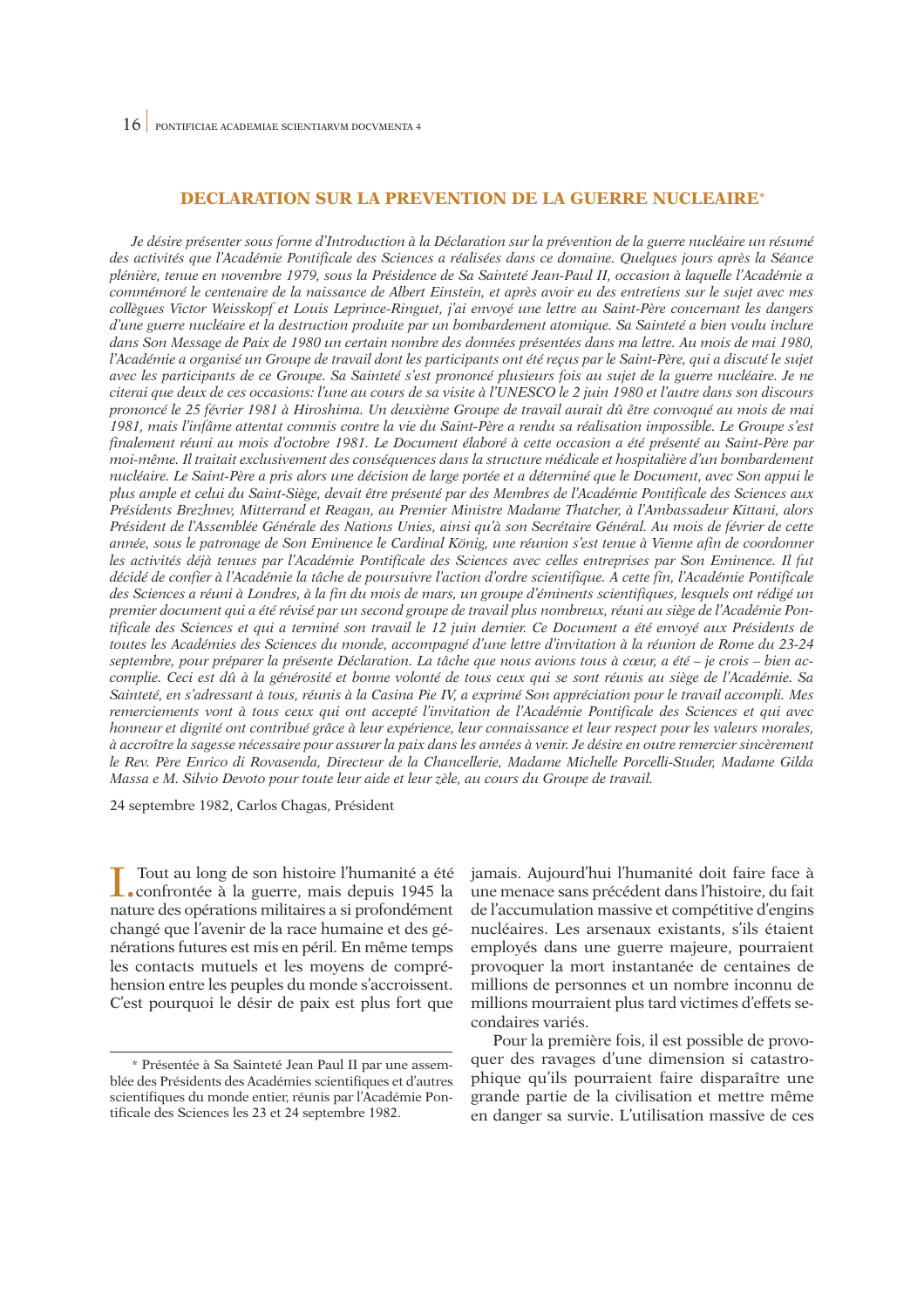## DECLARATION SUR LA PREVENTION DE LA GUERRE NUCLEAIRE*

*Je désire présenter sous forme d'Introduction à la Déclaration sur la prévention de la guerre nucléaire un résumé des activités que l'Académie Pontificale des Sciences a réalisées dans ce domaine. Quelques jours après la Séance plénière, tenue en novembre 1979, sous la Présidence de Sa Sainteté Jean-Paul II, occasion à laquelle l'Académie a commémoré le centenaire de la naissance de Albert Einstein, et après avoir eu des entretiens sur le sujet avec mes collègues Victor Weisskopf et Louis Leprince-Ringuet, j'ai envoyé une lettre au Saint-Père concernant les dangers d'une guerre nucléaire et la destruction produite par un bombardement atomique. Sa Sainteté a bien voulu inclure dans Son Message de Paix de 1980 un certain nombre des données présentées dans ma lettre. Au mois de mai 1980, l'Académie a organisé un Groupe de travail dont les participants ont été reçus par le Saint-Père, qui a discuté le sujet avec les participants de ce Groupe. Sa Sainteté s'est prononcé plusieurs fois au sujet de la guerre nucléaire. Je ne citerai que deux de ces occasions: l'une au cours de sa visite à l'UNESCO le 2 juin 1980 et l'autre dans son discours prononcé le 25 février 1981 à Hiroshima. Un deuxième Groupe de travail aurait dû être convoqué au mois de mai 1981, mais l'infâme attentat commis contre la vie du Saint-Père a rendu sa réalisation impossible. Le Groupe s'est finalement réuni au mois d'octobre 1981. Le Document élaboré à cette occasion a été présenté au Saint-Père par moi-même. Il traitait exclusivement des conséquences dans la structure médicale et hospitalière d'un bombardement nucléaire. Le Saint-Père a pris alors une décision de large portée et a déterminé que le Document, avec Son appui le plus ample et celui du Saint-Siège, devait être présenté par des Membres de l'Académie Pontificale des Sciences aux Présidents Brezhnev, Mitterrand et Reagan, au Premier Ministre Madame Thatcher, à l'Ambassadeur Kittani, alors Président de l'Assemblée Générale des Nations Unies, ainsi qu'à son Secrétaire Général. Au mois de février de cette année, sous le patronage de Son Eminence le Cardinal König, une réunion s'est tenue à Vienne afin de coordonner les activités déjà tenues par l'Académie Pontificale des Sciences avec celles entreprises par Son Eminence. Il fut décidé de confier à l'Académie la tâche de poursuivre l'action d'ordre scientifique. A cette fin, l'Académie Pontificale des Sciences a réuni à Londres, à la fin du mois de mars, un groupe d'éminents scientifiques, lesquels ont rédigé un premier document qui a été révisé par un second groupe de travail plus nombreux, réuni au siège de l'Académie Pontificale des Sciences et qui a terminé son travail le 12 juin dernier. Ce Document a été envoyé aux Présidents de toutes les Académies des Sciences du monde, accompagné d'une lettre d'invitation à la réunion de Rome du 23-24 septembre, pour préparer la présente Déclaration. La tâche que nous avions tous à cœur, a été – je crois – bien accomplie. Ceci est dû à la générosité et bonne volonté de tous ceux qui se sont réunis au siège de l'Académie. Sa Sainteté, en s'adressant à tous, réunis à la Casina Pie IV, a exprimé Son appréciation pour le travail accompli. Mes remerciements vont à tous ceux qui ont accepté l'invitation de l'Académie Pontificale des Sciences et qui avec honneur et dignité ont contribué grâce à leur expérience, leur connaissance et leur respect pour les valeurs morales, à accroître la sagesse nécessaire pour assurer la paix dans les années à venir. Je désire en outre remercier sincèrement le Rev. Père Enrico di Rovasenda, Directeur de la Chancellerie, Madame Michelle Porcelli-Studer, Madame Gilda Massa e M. Silvio Devoto pour toute leur aide et leur zèle, au cours du Groupe de travail.*

24 septembre 1982, Carlos Chagas, Président

I. Tout au long de son histoire l'humanité a été confrontée à la guerre, mais depuis 1945 la nature des opérations militaires a si profondément changé que l'avenir de la race humaine et des générations futures est mis en péril. En même temps les contacts mutuels et les moyens de compréhension entre les peuples du monde s'accroissent. C'est pourquoi le désir de paix est plus fort que jamais. Aujourd'hui l'humanité doit faire face à une menace sans précédent dans l'histoire, du fait de l'accumulation massive et compétitive d'engins nucléaires. Les arsenaux existants, s'ils étaient employés dans une guerre majeure, pourraient provoquer la mort instantanée de centaines de millions de personnes et un nombre inconnu de millions mourraient plus tard victimes d'effets secondaires variés.

Pour la première fois, il est possible de provoquer des ravages d'une dimension si catastrophique qu'ils pourraient faire disparaître une grande partie de la civilisation et mettre même en danger sa survie. L'utilisation massive de ces

* Présentée à Sa Sainteté Jean Paul II par une assemblée des Présidents des Académies scientifiques et d'autres scientifiques du monde entier, réunis par l'Académie Pontificale des Sciences les 23 et 24 septembre 1982.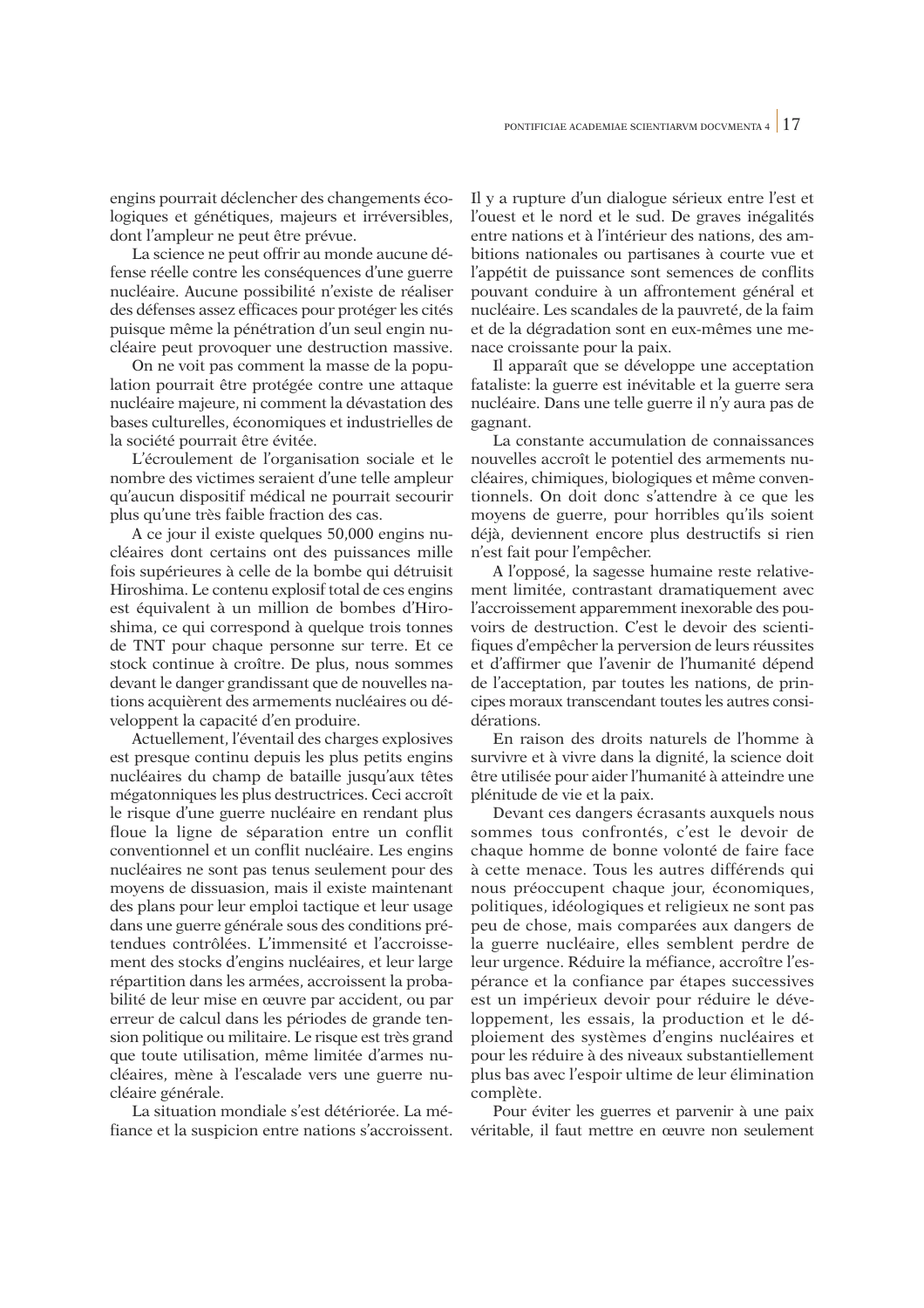engins pourrait déclencher des changements écologiques et génétiques, majeurs et irréversibles, dont l'ampleur ne peut être prévue.

La science ne peut offrir au monde aucune défense réelle contre les conséquences d'une guerre nucléaire. Aucune possibilité n'existe de réaliser des défenses assez efficaces pour protéger les cités puisque même la pénétration d'un seul engin nucléaire peut provoquer une destruction massive.

On ne voit pas comment la masse de la population pourrait être protégée contre une attaque nucléaire majeure, ni comment la dévastation des bases culturelles, économiques et industrielles de la société pourrait être évitée.

L'écroulement de l'organisation sociale et le nombre des victimes seraient d'une telle ampleur qu'aucun dispositif médical ne pourrait secourir plus qu'une très faible fraction des cas.

A ce jour il existe quelques 50,000 engins nucléaires dont certains ont des puissances mille fois supérieures à celle de la bombe qui détruisit Hiroshima. Le contenu explosif total de ces engins est équivalent à un million de bombes d'Hiroshima, ce qui correspond à quelque trois tonnes de TNT pour chaque personne sur terre. Et ce stock continue à croître. De plus, nous sommes devant le danger grandissant que de nouvelles nations acquièrent des armements nucléaires ou développent la capacité d'en produire.

Actuellement, l'éventail des charges explosives est presque continu depuis les plus petits engins nucléaires du champ de bataille jusqu'aux têtes mégatonniques les plus destructrices. Ceci accroît le risque d'une guerre nucléaire en rendant plus floue la ligne de séparation entre un conflit conventionnel et un conflit nucléaire. Les engins nucléaires ne sont pas tenus seulement pour des moyens de dissuasion, mais il existe maintenant des plans pour leur emploi tactique et leur usage dans une guerre générale sous des conditions prétendues contrôlées. L'immensité et l'accroissement des stocks d'engins nucléaires, et leur large répartition dans les armées, accroissent la probabilité de leur mise en œuvre par accident, ou par erreur de calcul dans les périodes de grande tension politique ou militaire. Le risque est très grand que toute utilisation, même limitée d'armes nucléaires, mène à l'escalade vers une guerre nucléaire générale.

La situation mondiale s'est détériorée. La méfiance et la suspicion entre nations s'accroissent. Il y a rupture d'un dialogue sérieux entre l'est et l'ouest et le nord et le sud. De graves inégalités entre nations et à l'intérieur des nations, des ambitions nationales ou partisanes à courte vue et l'appétit de puissance sont semences de conflits pouvant conduire à un affrontement général et nucléaire. Les scandales de la pauvreté, de la faim et de la dégradation sont en eux-mêmes une menace croissante pour la paix.

Il apparaît que se développe une acceptation fataliste: la guerre est inévitable et la guerre sera nucléaire. Dans une telle guerre il n'y aura pas de gagnant.

La constante accumulation de connaissances nouvelles accroît le potentiel des armements nucléaires, chimiques, biologiques et même conventionnels. On doit donc s'attendre à ce que les moyens de guerre, pour horribles qu'ils soient déjà, deviennent encore plus destructifs si rien n'est fait pour l'empêcher.

A l'opposé, la sagesse humaine reste relativement limitée, contrastant dramatiquement avec l'accroissement apparemment inexorable des pouvoirs de destruction. C'est le devoir des scientifiques d'empêcher la perversion de leurs réussites et d'affirmer que l'avenir de l'humanité dépend de l'acceptation, par toutes les nations, de principes moraux transcendant toutes les autres considérations.

En raison des droits naturels de l'homme à survivre et à vivre dans la dignité, la science doit être utilisée pour aider l'humanité à atteindre une plénitude de vie et la paix.

Devant ces dangers écrasants auxquels nous sommes tous confrontés, c'est le devoir de chaque homme de bonne volonté de faire face à cette menace. Tous les autres différends qui nous préoccupent chaque jour, économiques, politiques, idéologiques et religieux ne sont pas peu de chose, mais comparées aux dangers de la guerre nucléaire, elles semblent perdre de leur urgence. Réduire la méfiance, accroître l'espérance et la confiance par étapes successives est un impérieux devoir pour réduire le développement, les essais, la production et le déploiement des systèmes d'engins nucléaires et pour les réduire à des niveaux substantiellement plus bas avec l'espoir ultime de leur élimination complète.

Pour éviter les guerres et parvenir à une paix véritable, il faut mettre en œuvre non seulement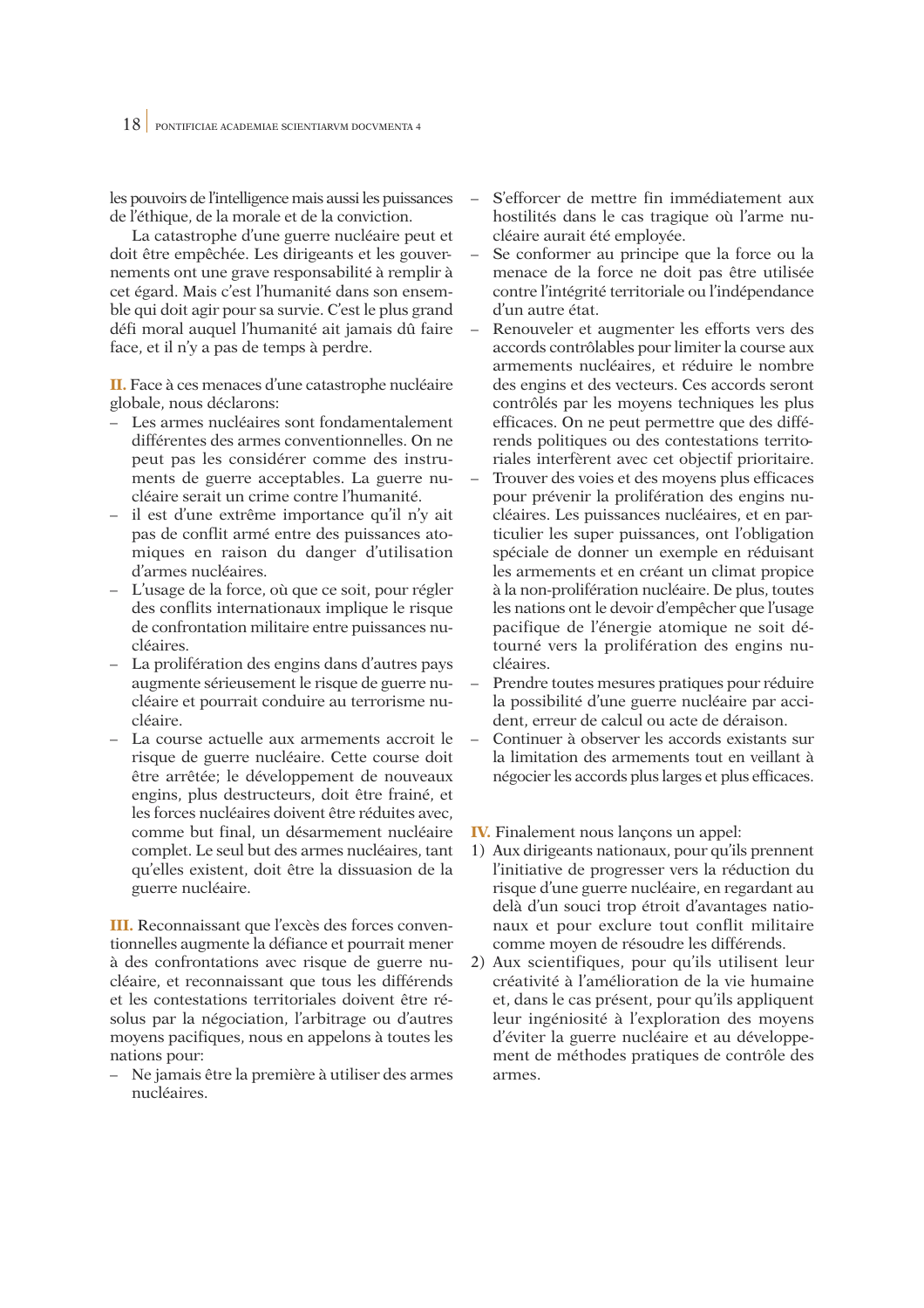les pouvoirs de l'intelligence mais aussi les puissances de l'éthique, de la morale et de la conviction.

La catastrophe d'une guerre nucléaire peut et doit être empêchée. Les dirigeants et les gouvernements ont une grave responsabilité à remplir à cet égard. Mais c'est l'humanité dans son ensemble qui doit agir pour sa survie. C'est le plus grand défi moral auquel l'humanité ait jamais dû faire face, et il n'y a pas de temps à perdre.

**II.** Face à ces menaces d'une catastrophe nucléaire globale, nous déclarons:

- Les armes nucléaires sont fondamentalement différentes des armes conventionnelles. On ne peut pas les considérer comme des instruments de guerre acceptables. La guerre nucléaire serait un crime contre l'humanité.
- il est d'une extrême importance qu'il n'y ait pas de conflit armé entre des puissances atomiques en raison du danger d'utilisation d'armes nucléaires.
- L'usage de la force, où que ce soit, pour régler des conflits internationaux implique le risque de confrontation militaire entre puissances nucléaires.
- La prolifération des engins dans d'autres pays augmente sérieusement le risque de guerre nucléaire et pourrait conduire au terrorisme nucléaire.
- La course actuelle aux armements accroit le risque de guerre nucléaire. Cette course doit être arrêtée; le développement de nouveaux engins, plus destructeurs, doit être frainé, et les forces nucléaires doivent être réduites avec, comme but final, un désarmement nucléaire complet. Le seul but des armes nucléaires, tant qu'elles existent, doit être la dissuasion de la guerre nucléaire.

**III.** Reconnaissant que l'excès des forces conventionnelles augmente la défiance et pourrait mener à des confrontations avec risque de guerre nucléaire, et reconnaissant que tous les différends et les contestations territoriales doivent être résolus par la négociation, l'arbitrage ou d'autres moyens pacifiques, nous en appelons à toutes les nations pour:

- Ne jamais être la première à utiliser des armes nucléaires.
- S'efforcer de mettre fin immédiatement aux hostilités dans le cas tragique où l'arme nucléaire aurait été employée.
- Se conformer au principe que la force ou la menace de la force ne doit pas être utilisée contre l'intégrité territoriale ou l'indépendance d'un autre état.
- Renouveler et augmenter les efforts vers des accords contrôlables pour limiter la course aux armements nucléaires, et réduire le nombre des engins et des vecteurs. Ces accords seront contrôlés par les moyens techniques les plus efficaces. On ne peut permettre que des différends politiques ou des contestations territoriales interfèrent avec cet objectif prioritaire.
- Trouver des voies et des moyens plus efficaces pour prévenir la prolifération des engins nucléaires. Les puissances nucléaires, et en particulier les super puissances, ont l'obligation spéciale de donner un exemple en réduisant les armements et en créant un climat propice à la non-prolifération nucléaire. De plus, toutes les nations ont le devoir d'empêcher que l'usage pacifique de l'énergie atomique ne soit détourné vers la prolifération des engins nucléaires.
- Prendre toutes mesures pratiques pour réduire la possibilité d'une guerre nucléaire par accident, erreur de calcul ou acte de déraison.
- Continuer à observer les accords existants sur la limitation des armements tout en veillant à négocier les accords plus larges et plus efficaces.

**IV.** Finalement nous lançons un appel:

1) Aux dirigeants nationaux, pour qu'ils prennent l'initiative de progresser vers la réduction du risque d'une guerre nucléaire, en regardant au delà d'un souci trop étroit d'avantages nationaux et pour exclure tout conflit militaire comme moyen de résoudre les différends.
2) Aux scientifiques, pour qu'ils utilisent leur créativité à l'amélioration de la vie humaine et, dans le cas présent, pour qu'ils appliquent leur ingéniosité à l'exploration des moyens d'éviter la guerre nucléaire et au développement de méthodes pratiques de contrôle des armes.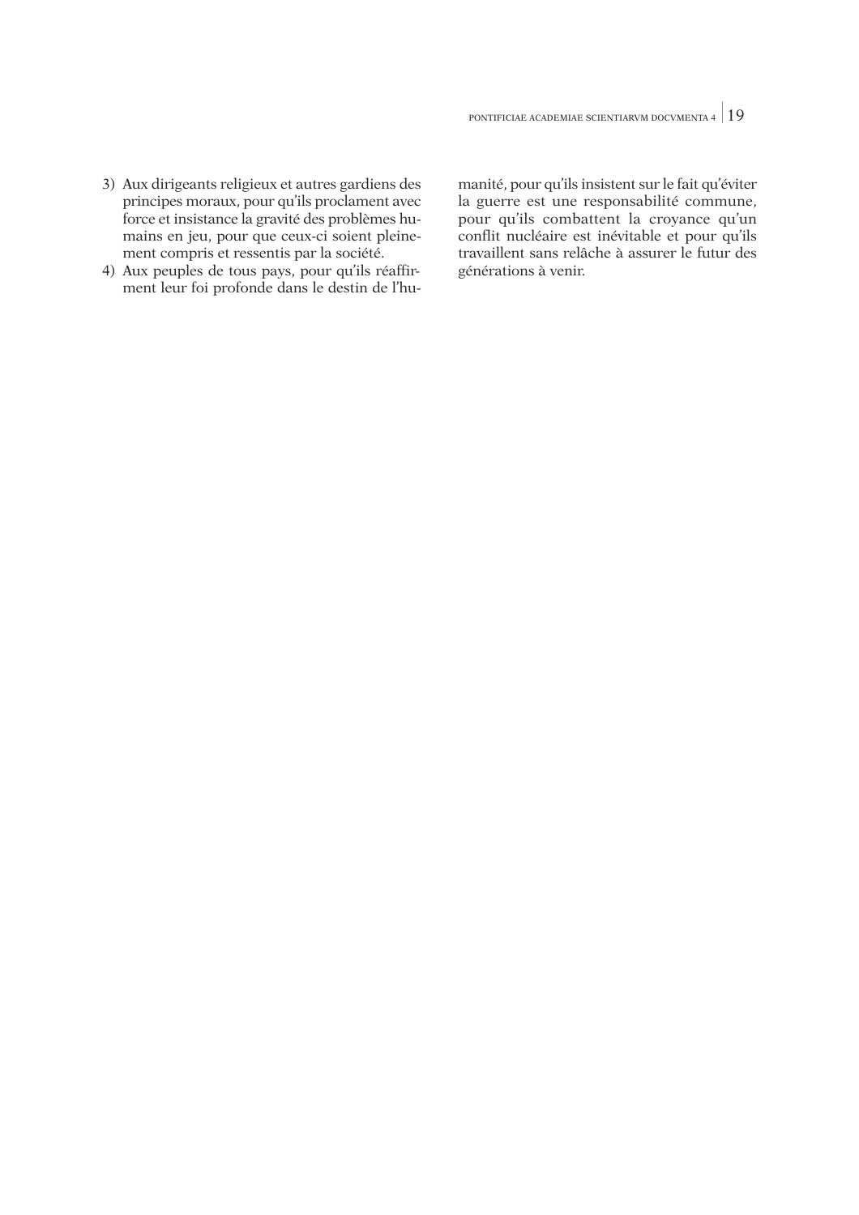3) Aux dirigeants religieux et autres gardiens des principes moraux, pour qu'ils proclament avec force et insistance la gravité des problèmes humains en jeu, pour que ceux-ci soient pleinement compris et ressentis par la société.
4) Aux peuples de tous pays, pour qu'ils réaffirment leur foi profonde dans le destin de l'humanité, pour qu'ils insistent sur le fait qu'éviter la guerre est une responsabilité commune, pour qu'ils combattent la croyance qu'un conflit nucléaire est inévitable et pour qu'ils travaillent sans relâche à assurer le futur des générations à venir.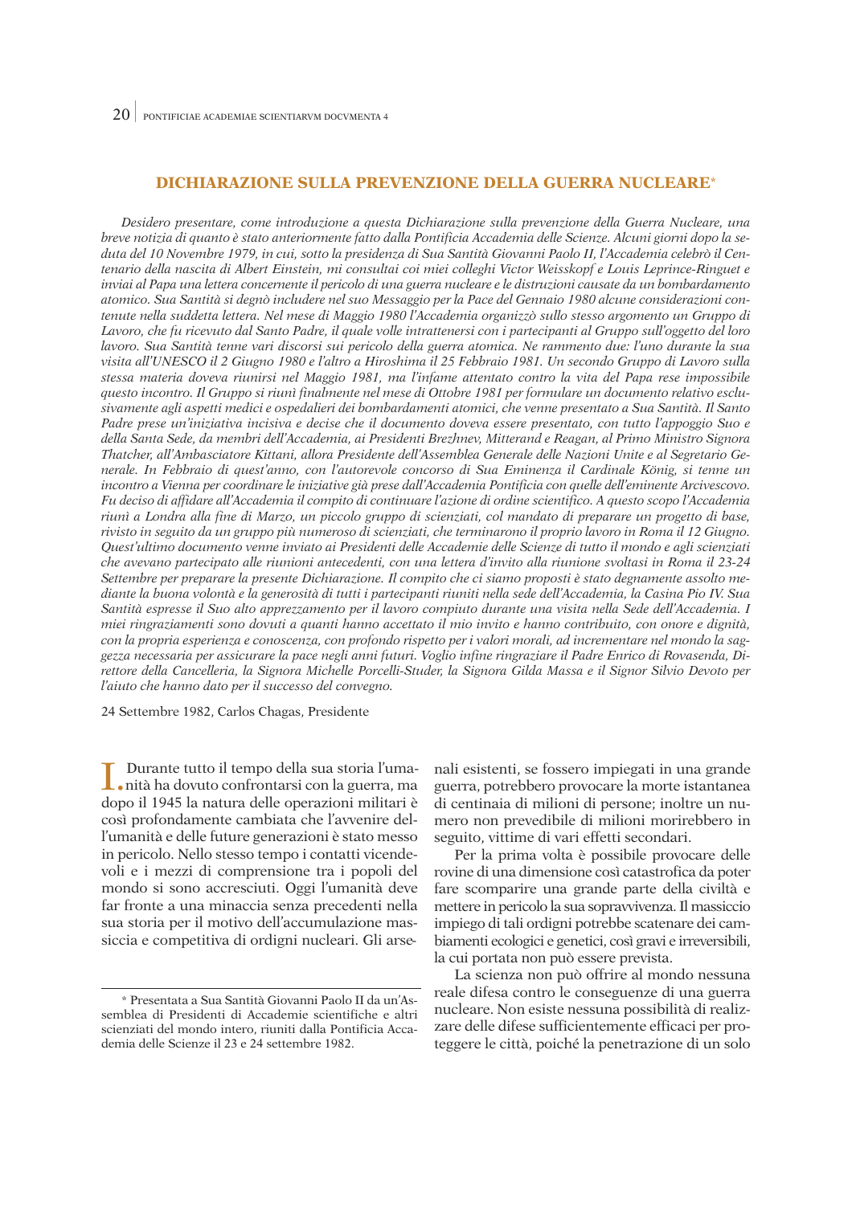## DICHIARAZIONE SULLA PREVENZIONE DELLA GUERRA NUCLEARE*

*Desidero presentare, come introduzione a questa Dichiarazione sulla prevenzione della Guerra Nucleare, una breve notizia di quanto è stato anteriormente fatto dalla Pontificia Accademia delle Scienze. Alcuni giorni dopo la seduta del 10 Novembre 1979, in cui, sotto la presidenza di Sua Santità Giovanni Paolo II, l'Accademia celebrò il Centenario della nascita di Albert Einstein, mi consultai coi miei colleghi Victor Weisskopf e Louis Leprince-Ringuet e inviai al Papa una lettera concernente il pericolo di una guerra nucleare e le distruzioni causate da un bombardamento atomico. Sua Santità si degnò includere nel suo Messaggio per la Pace del Gennaio 1980 alcune considerazioni contenute nella suddetta lettera. Nel mese di Maggio 1980 l'Accademia organizzò sullo stesso argomento un Gruppo di Lavoro, che fu ricevuto dal Santo Padre, il quale volle intrattenersi con i partecipanti al Gruppo sull'oggetto del loro lavoro. Sua Santità tenne vari discorsi sui pericolo della guerra atomica. Ne rammento due: l'uno durante la sua visita all'UNESCO il 2 Giugno 1980 e l'altro a Hiroshima il 25 Febbraio 1981. Un secondo Gruppo di Lavoro sulla stessa materia doveva riunirsi nel Maggio 1981, ma l'infame attentato contro la vita del Papa rese impossibile questo incontro. Il Gruppo si riunì finalmente nel mese di Ottobre 1981 per formulare un documento relativo esclusivamente agli aspetti medici e ospedalieri dei bombardamenti atomici, che venne presentato a Sua Santità. Il Santo Padre prese un'iniziativa incisiva e decise che il documento doveva essere presentato, con tutto l'appoggio Suo e della Santa Sede, da membri dell'Accademia, ai Presidenti Brezhnev, Mitterand e Reagan, al Primo Ministro Signora Thatcher, all'Ambasciatore Kittani, allora Presidente dell'Assemblea Generale delle Nazioni Unite e al Segretario Generale. In Febbraio di quest'anno, con l'autorevole concorso di Sua Eminenza il Cardinale König, si tenne un incontro a Vienna per coordinare le iniziative già prese dall'Accademia Pontificia con quelle dell'eminente Arcivescovo. Fu deciso di affidare all'Accademia il compito di continuare l'azione di ordine scientifico. A questo scopo l'Accademia riunì a Londra alla fine di Marzo, un piccolo gruppo di scienziati, col mandato di preparare un progetto di base, rivisto in seguito da un gruppo più numeroso di scienziati, che terminarono il proprio lavoro in Roma il 12 Giugno. Quest'ultimo documento venne inviato ai Presidenti delle Accademie delle Scienze di tutto il mondo e agli scienziati che avevano partecipato alle riunioni antecedenti, con una lettera d'invito alla riunione svoltasi in Roma il 23-24 Settembre per preparare la presente Dichiarazione. Il compito che ci siamo proposti è stato degnamente assolto mediante la buona volontà e la generosità di tutti i partecipanti riuniti nella sede dell'Accademia, la Casina Pio IV. Sua Santità espresse il Suo alto apprezzamento per il lavoro compiuto durante una visita nella Sede dell'Accademia. I miei ringraziamenti sono dovuti a quanti hanno accettato il mio invito e hanno contribuito, con onore e dignità, con la propria esperienza e conoscenza, con profondo rispetto per i valori morali, ad incrementare nel mondo la saggezza necessaria per assicurare la pace negli anni futuri. Voglio infine ringraziare il Padre Enrico di Rovasenda, Direttore della Cancelleria, la Signora Michelle Porcelli-Studer, la Signora Gilda Massa e il Signor Silvio Devoto per l'aiuto che hanno dato per il successo del convegno.*

24 Settembre 1982, Carlos Chagas, Presidente

I. Durante tutto il tempo della sua storia l'umanità ha dovuto confrontarsi con la guerra, ma dopo il 1945 la natura delle operazioni militari è così profondamente cambiata che l'avvenire dell'umanità e delle future generazioni è stato messo in pericolo. Nello stesso tempo i contatti vicendevoli e i mezzi di comprensione tra i popoli del mondo si sono accresciuti. Oggi l'umanità deve far fronte a una minaccia senza precedenti nella sua storia per il motivo dell'accumulazione massiccia e competitiva di ordigni nucleari. Gli arsenali esistenti, se fossero impiegati in una grande guerra, potrebbero provocare la morte istantanea di centinaia di milioni di persone; inoltre un numero non prevedibile di milioni morirebbero in seguito, vittime di vari effetti secondari.

Per la prima volta è possibile provocare delle rovine di una dimensione così catastrofica da poter fare scomparire una grande parte della civiltà e mettere in pericolo la sua sopravvivenza. Il massiccio impiego di tali ordigni potrebbe scatenare dei cambiamenti ecologici e genetici, così gravi e irreversibili, la cui portata non può essere prevista.

La scienza non può offrire al mondo nessuna reale difesa contro le conseguenze di una guerra nucleare. Non esiste nessuna possibilità di realizzare delle difese sufficientemente efficaci per proteggere le città, poiché la penetrazione di un solo

* Presentata a Sua Santità Giovanni Paolo II da un'Assemblea di Presidenti di Accademie scientifiche e altri scienziati del mondo intero, riuniti dalla Pontificia Accademia delle Scienze il 23 e 24 settembre 1982.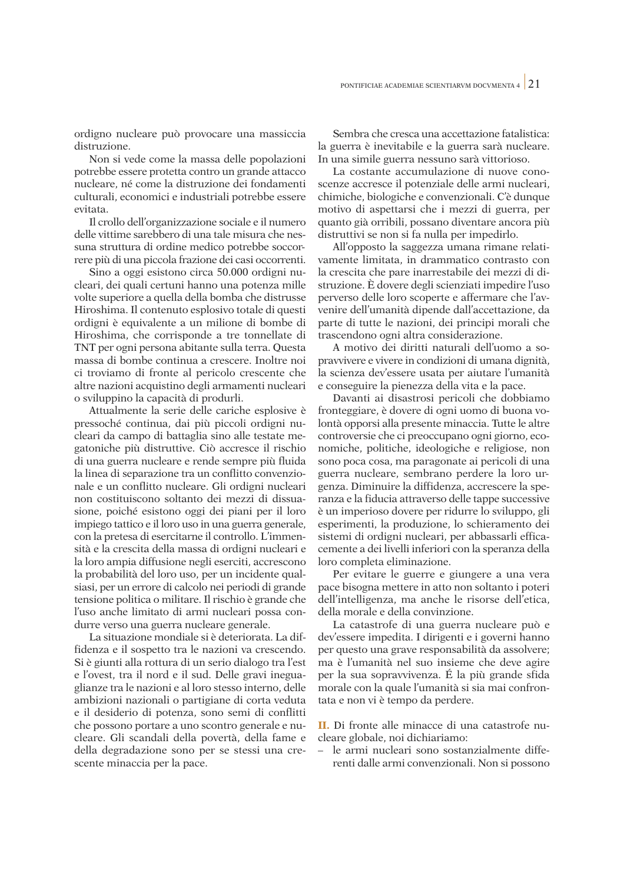ordigno nucleare può provocare una massiccia distruzione.

Non si vede come la massa delle popolazioni potrebbe essere protetta contro un grande attacco nucleare, né come la distruzione dei fondamenti culturali, economici e industriali potrebbe essere evitata.

Il crollo dell'organizzazione sociale e il numero delle vittime sarebbero di una tale misura che nessuna struttura di ordine medico potrebbe soccorrere più di una piccola frazione dei casi occorrenti.

Sino a oggi esistono circa 50.000 ordigni nucleari, dei quali certuni hanno una potenza mille volte superiore a quella della bomba che distrusse Hiroshima. Il contenuto esplosivo totale di questi ordigni è equivalente a un milione di bombe di Hiroshima, che corrisponde a tre tonnellate di TNT per ogni persona abitante sulla terra. Questa massa di bombe continua a crescere. Inoltre noi ci troviamo di fronte al pericolo crescente che altre nazioni acquistino degli armamenti nucleari o sviluppino la capacità di produrli.

Attualmente la serie delle cariche esplosive è pressoché continua, dai più piccoli ordigni nucleari da campo di battaglia sino alle testate megatoniche più distruttive. Ciò accresce il rischio di una guerra nucleare e rende sempre più fluida la linea di separazione tra un conflitto convenzionale e un conflitto nucleare. Gli ordigni nucleari non costituiscono soltanto dei mezzi di dissuasione, poiché esistono oggi dei piani per il loro impiego tattico e il loro uso in una guerra generale, con la pretesa di esercitarne il controllo. L'immensità e la crescita della massa di ordigni nucleari e la loro ampia diffusione negli eserciti, accrescono la probabilità del loro uso, per un incidente qualsiasi, per un errore di calcolo nei periodi di grande tensione politica o militare. Il rischio è grande che l'uso anche limitato di armi nucleari possa condurre verso una guerra nucleare generale.

La situazione mondiale si è deteriorata. La diffidenza e il sospetto tra le nazioni va crescendo. Si è giunti alla rottura di un serio dialogo tra l'est e l'ovest, tra il nord e il sud. Delle gravi ineguaglianze tra le nazioni e al loro stesso interno, delle ambizioni nazionali o partigiane di corta veduta e il desiderio di potenza, sono semi di conflitti che possono portare a uno scontro generale e nucleare. Gli scandali della povertà, della fame e della degradazione sono per se stessi una crescente minaccia per la pace.

Sembra che cresca una accettazione fatalistica: la guerra è inevitabile e la guerra sarà nucleare. In una simile guerra nessuno sarà vittorioso.

La costante accumulazione di nuove conoscenze accresce il potenziale delle armi nucleari, chimiche, biologiche e convenzionali. C'è dunque motivo di aspettarsi che i mezzi di guerra, per quanto già orribili, possano diventare ancora più distruttivi se non si fa nulla per impedirlo.

All'opposto la saggezza umana rimane relativamente limitata, in drammatico contrasto con la crescita che pare inarrestabile dei mezzi di distruzione. È dovere degli scienziati impedire l'uso perverso delle loro scoperte e affermare che l'avvenire dell'umanità dipende dall'accettazione, da parte di tutte le nazioni, dei principi morali che trascendono ogni altra considerazione.

A motivo dei diritti naturali dell'uomo a sopravvivere e vivere in condizioni di umana dignità, la scienza dev'essere usata per aiutare l'umanità e conseguire la pienezza della vita e la pace.

Davanti ai disastrosi pericoli che dobbiamo fronteggiare, è dovere di ogni uomo di buona volontà opporsi alla presente minaccia. Tutte le altre controversie che ci preoccupano ogni giorno, economiche, politiche, ideologiche e religiose, non sono poca cosa, ma paragonate ai pericoli di una guerra nucleare, sembrano perdere la loro urgenza. Diminuire la diffidenza, accrescere la speranza e la fiducia attraverso delle tappe successive è un imperioso dovere per ridurre lo sviluppo, gli esperimenti, la produzione, lo schieramento dei sistemi di ordigni nucleari, per abbassarli efficacemente a dei livelli inferiori con la speranza della loro completa eliminazione.

Per evitare le guerre e giungere a una vera pace bisogna mettere in atto non soltanto i poteri dell'intelligenza, ma anche le risorse dell'etica, della morale e della convinzione.

La catastrofe di una guerra nucleare può e dev'essere impedita. I dirigenti e i governi hanno per questo una grave responsabilità da assolvere; ma è l'umanità nel suo insieme che deve agire per la sua sopravvivenza. É la più grande sfida morale con la quale l'umanità si sia mai confrontata e non vi è tempo da perdere.

**II.** Di fronte alle minacce di una catastrofe nucleare globale, noi dichiariamo:

– le armi nucleari sono sostanzialmente differenti dalle armi convenzionali. Non si possono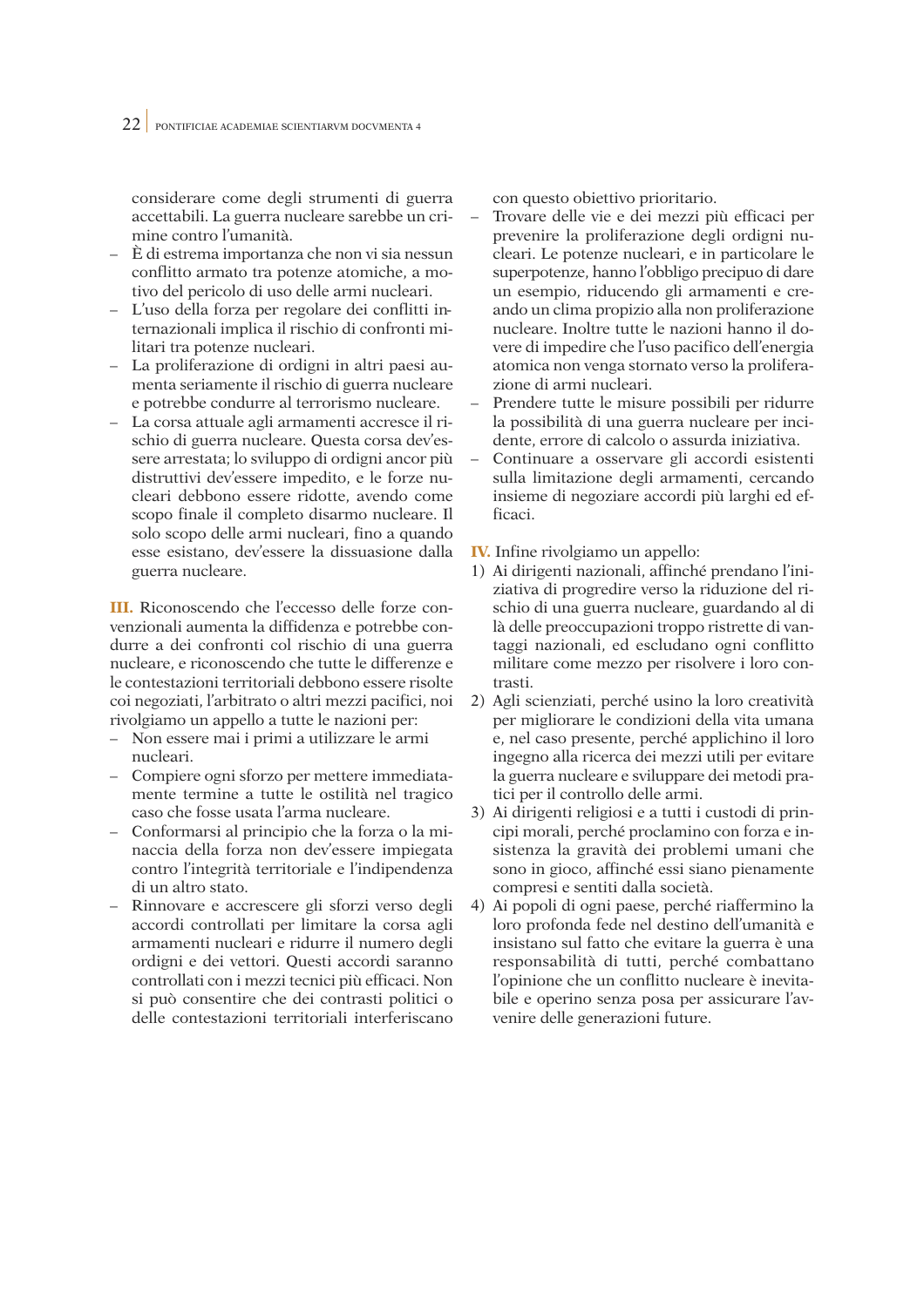considerare come degli strumenti di guerra accettabili. La guerra nucleare sarebbe un crimine contro l'umanità.

- È di estrema importanza che non vi sia nessun conflitto armato tra potenze atomiche, a motivo del pericolo di uso delle armi nucleari.
- L'uso della forza per regolare dei conflitti internazionali implica il rischio di confronti militari tra potenze nucleari.
- La proliferazione di ordigni in altri paesi aumenta seriamente il rischio di guerra nucleare e potrebbe condurre al terrorismo nucleare.
- La corsa attuale agli armamenti accresce il rischio di guerra nucleare. Questa corsa dev'essere arrestata; lo sviluppo di ordigni ancor più distruttivi dev'essere impedito, e le forze nucleari debbono essere ridotte, avendo come scopo finale il completo disarmo nucleare. Il solo scopo delle armi nucleari, fino a quando esse esistano, dev'essere la dissuasione dalla guerra nucleare.

**III.** Riconoscendo che l'eccesso delle forze convenzionali aumenta la diffidenza e potrebbe condurre a dei confronti col rischio di una guerra nucleare, e riconoscendo che tutte le differenze e le contestazioni territoriali debbono essere risolte coi negoziati, l'arbitrato o altri mezzi pacifici, noi rivolgiamo un appello a tutte le nazioni per:

- Non essere mai i primi a utilizzare le armi nucleari.
- Compiere ogni sforzo per mettere immediatamente termine a tutte le ostilità nel tragico caso che fosse usata l'arma nucleare.
- Conformarsi al principio che la forza o la minaccia della forza non dev'essere impiegata contro l'integrità territoriale e l'indipendenza di un altro stato.
- Rinnovare e accrescere gli sforzi verso degli accordi controllati per limitare la corsa agli armamenti nucleari e ridurre il numero degli ordigni e dei vettori. Questi accordi saranno controllati con i mezzi tecnici più efficaci. Non si può consentire che dei contrasti politici o delle contestazioni territoriali interferiscano con questo obiettivo prioritario.
- Trovare delle vie e dei mezzi più efficaci per prevenire la proliferazione degli ordigni nucleari. Le potenze nucleari, e in particolare le superpotenze, hanno l'obbligo precipuo di dare un esempio, riducendo gli armamenti e creando un clima propizio alla non proliferazione nucleare. Inoltre tutte le nazioni hanno il dovere di impedire che l'uso pacifico dell'energia atomica non venga stornato verso la proliferazione di armi nucleari.
- Prendere tutte le misure possibili per ridurre la possibilità di una guerra nucleare per incidente, errore di calcolo o assurda iniziativa.
- Continuare a osservare gli accordi esistenti sulla limitazione degli armamenti, cercando insieme di negoziare accordi più larghi ed efficaci.

**IV.** Infine rivolgiamo un appello:

1) Ai dirigenti nazionali, affinché prendano l'iniziativa di progredire verso la riduzione del rischio di una guerra nucleare, guardando al di là delle preoccupazioni troppo ristrette di vantaggi nazionali, ed escludano ogni conflitto militare come mezzo per risolvere i loro contrasti.
2) Agli scienziati, perché usino la loro creatività per migliorare le condizioni della vita umana e, nel caso presente, perché applichino il loro ingegno alla ricerca dei mezzi utili per evitare la guerra nucleare e sviluppare dei metodi pratici per il controllo delle armi.
3) Ai dirigenti religiosi e a tutti i custodi di principi morali, perché proclamino con forza e insistenza la gravità dei problemi umani che sono in gioco, affinché essi siano pienamente compresi e sentiti dalla società.
4) Ai popoli di ogni paese, perché riaffermino la loro profonda fede nel destino dell'umanità e insistano sul fatto che evitare la guerra è una responsabilità di tutti, perché combattano l'opinione che un conflitto nucleare è inevitabile e operino senza posa per assicurare l'avvenire delle generazioni future.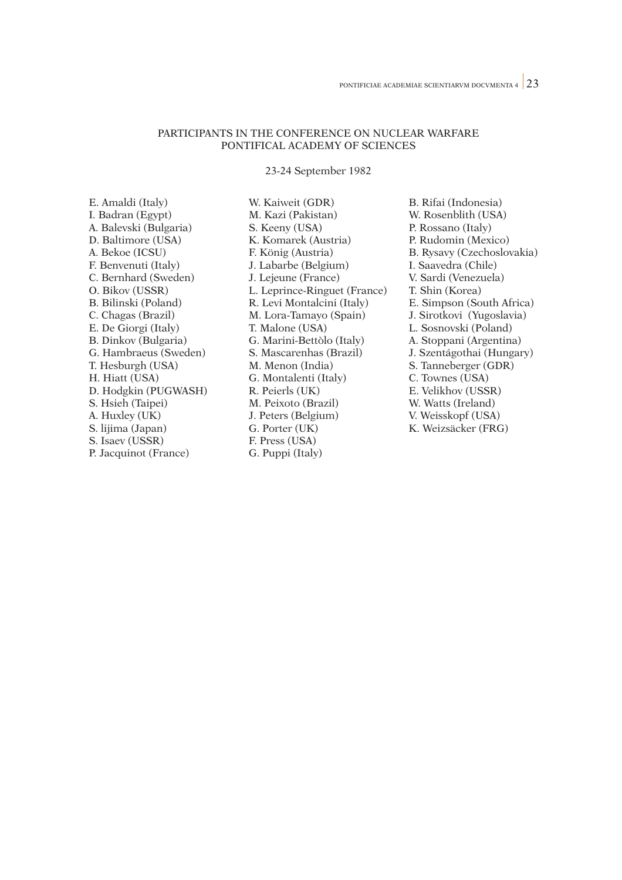## PARTICIPANTS IN THE CONFERENCE ON NUCLEAR WARFARE PONTIFICAL ACADEMY OF SCIENCES

23-24 September 1982

E. Amaldi (Italy)
I. Badran (Egypt)
A. Balevski (Bulgaria)
D. Baltimore (USA)
A. Bekoe (ICSU)
F. Benvenuti (Italy)
C. Bernhard (Sweden)
O. Bikov (USSR)
B. Bilinski (Poland)
C. Chagas (Brazil)
E. De Giorgi (Italy)
B. Dinkov (Bulgaria)
G. Hambraeus (Sweden)
T. Hesburgh (USA)
H. Hiatt (USA)
D. Hodgkin (PUGWASH)
S. Hsieh (Taipei)
A. Huxley (UK)
S. Iijima (Japan)
S. Isaev (USSR)
P. Jacquinot (France)
W. Kaiweit (GDR)
M. Kazi (Pakistan)
S. Keeny (USA)
K. Komarek (Austria)
F. König (Austria)
J. Labarbe (Belgium)
J. Lejeune (France)
L. Leprince-Ringuet (France)
R. Levi Montalcini (Italy)
M. Lora-Tamayo (Spain)
T. Malone (USA)
G. Marini-Bettòlo (Italy)
S. Mascarenhas (Brazil)
M. Menon (India)
G. Montalenti (Italy)
R. Peierls (UK)
M. Peixoto (Brazil)
J. Peters (Belgium)
G. Porter (UK)
F. Press (USA)
G. Puppi (Italy)
B. Rifai (Indonesia)
W. Rosenblith (USA)
P. Rossano (Italy)
P. Rudomin (Mexico)
B. Rysavy (Czechoslovakia)
I. Saavedra (Chile)
V. Sardi (Venezuela)
T. Shin (Korea)
E. Simpson (South Africa)
J. Sirotkovi (Yugoslavia)
L. Sosnovski (Poland)
A. Stoppani (Argentina)
J. Szentágothai (Hungary)
S. Tanneberger (GDR)
C. Townes (USA)
E. Velikhov (USSR)
W. Watts (Ireland)
V. Weisskopf (USA)
K. Weizsäcker (FRG)